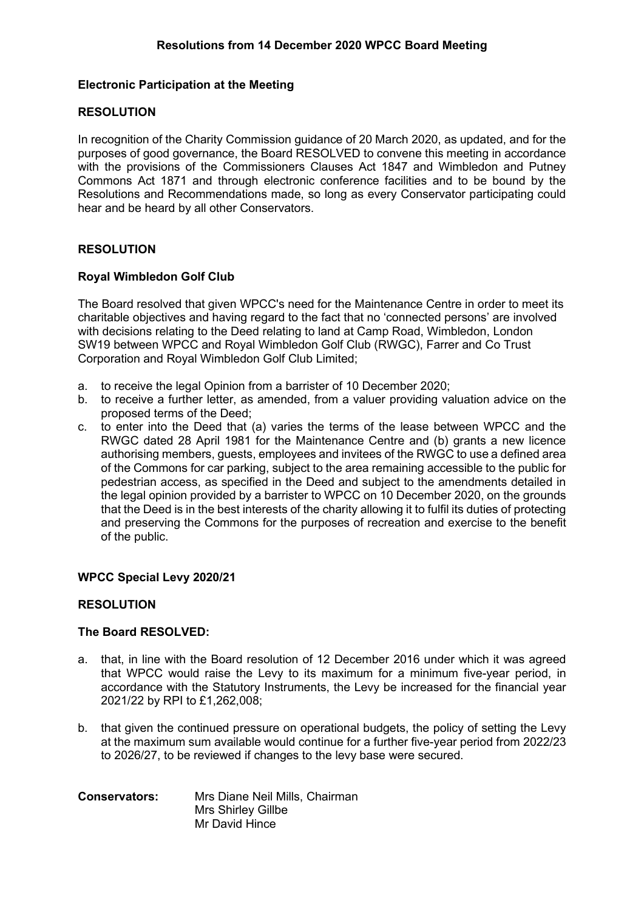# Resolutions from 14 December 2020 WPCC Board Meeting

**Electronic Participation at the Meeting**

**RESOLUTION**

In recognition of the Charity Commission guidance of 20 March 2020, as updated, and for the purposes of good governance, the Board RESOLVED to convene this meeting in accordance with the provisions of the Commissioners Clauses Act 1847 and Wimbledon and Putney Commons Act 1871 and through electronic conference facilities and to be bound by the Resolutions and Recommendations made, so long as every Conservator participating could hear and be heard by all other Conservators.

**RESOLUTION**

**Royal Wimbledon Golf Club**

The Board resolved that given WPCC's need for the Maintenance Centre in order to meet its charitable objectives and having regard to the fact that no 'connected persons' are involved with decisions relating to the Deed relating to land at Camp Road, Wimbledon, London SW19 between WPCC and Royal Wimbledon Golf Club (RWGC), Farrer and Co Trust Corporation and Royal Wimbledon Golf Club Limited;

a. to receive the legal Opinion from a barrister of 10 December 2020;
b. to receive a further letter, as amended, from a valuer providing valuation advice on the proposed terms of the Deed;
c. to enter into the Deed that (a) varies the terms of the lease between WPCC and the RWGC dated 28 April 1981 for the Maintenance Centre and (b) grants a new licence authorising members, guests, employees and invitees of the RWGC to use a defined area of the Commons for car parking, subject to the area remaining accessible to the public for pedestrian access, as specified in the Deed and subject to the amendments detailed in the legal opinion provided by a barrister to WPCC on 10 December 2020, on the grounds that the Deed is in the best interests of the charity allowing it to fulfil its duties of protecting and preserving the Commons for the purposes of recreation and exercise to the benefit of the public.

**WPCC Special Levy 2020/21**

**RESOLUTION**

**The Board RESOLVED:**

a. that, in line with the Board resolution of 12 December 2016 under which it was agreed that WPCC would raise the Levy to its maximum for a minimum five-year period, in accordance with the Statutory Instruments, the Levy be increased for the financial year 2021/22 by RPI to £1,262,008;

b. that given the continued pressure on operational budgets, the policy of setting the Levy at the maximum sum available would continue for a further five-year period from 2022/23 to 2026/27, to be reviewed if changes to the levy base were secured.

**Conservators:** Mrs Diane Neil Mills, Chairman
Mrs Shirley Gillbe
Mr David Hince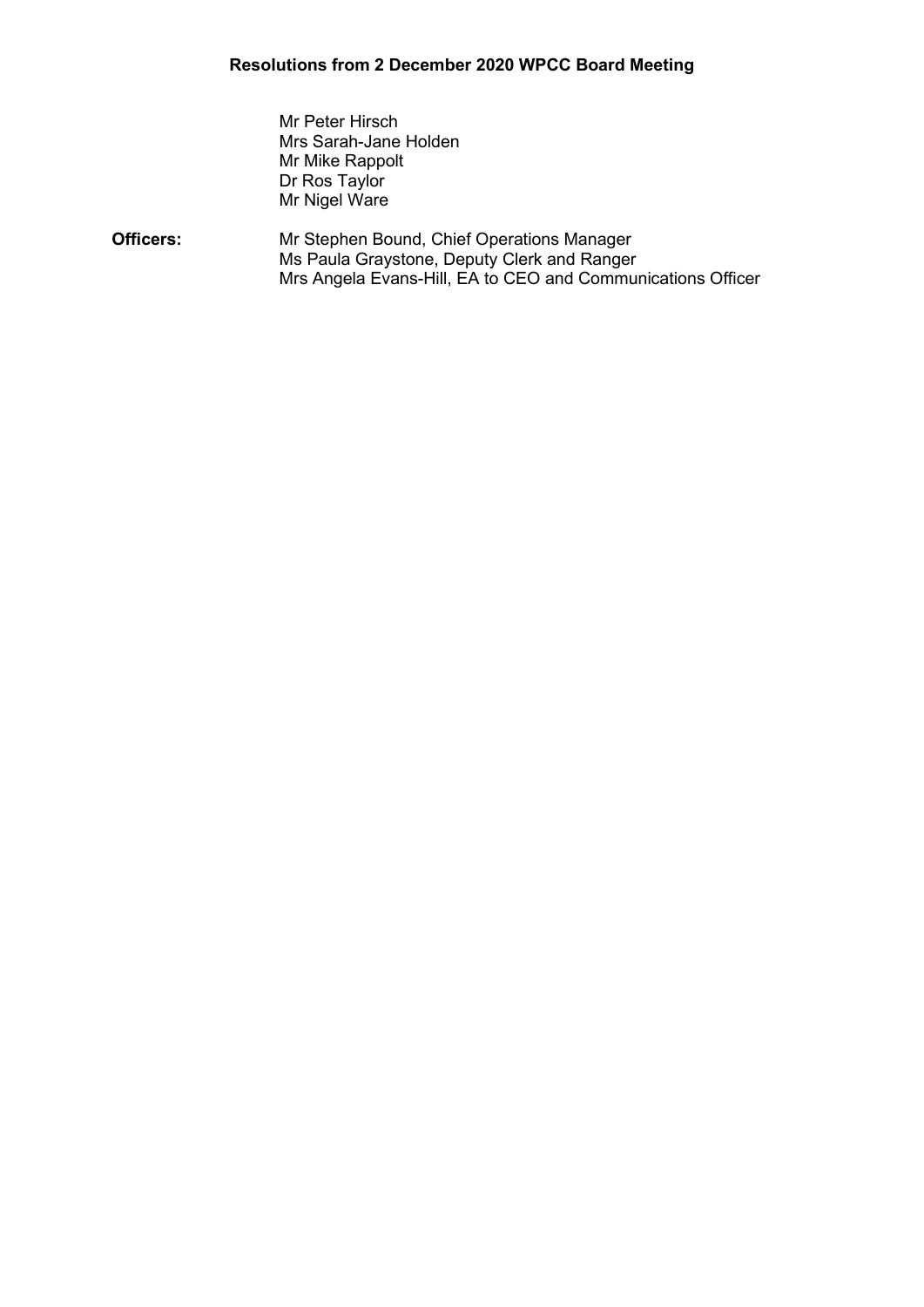Mr Peter Hirsch
Mrs Sarah-Jane Holden
Mr Mike Rappolt
Dr Ros Taylor
Mr Nigel Ware

**Officers:** Mr Stephen Bound, Chief Operations Manager
Ms Paula Graystone, Deputy Clerk and Ranger
Mrs Angela Evans-Hill, EA to CEO and Communications Officer